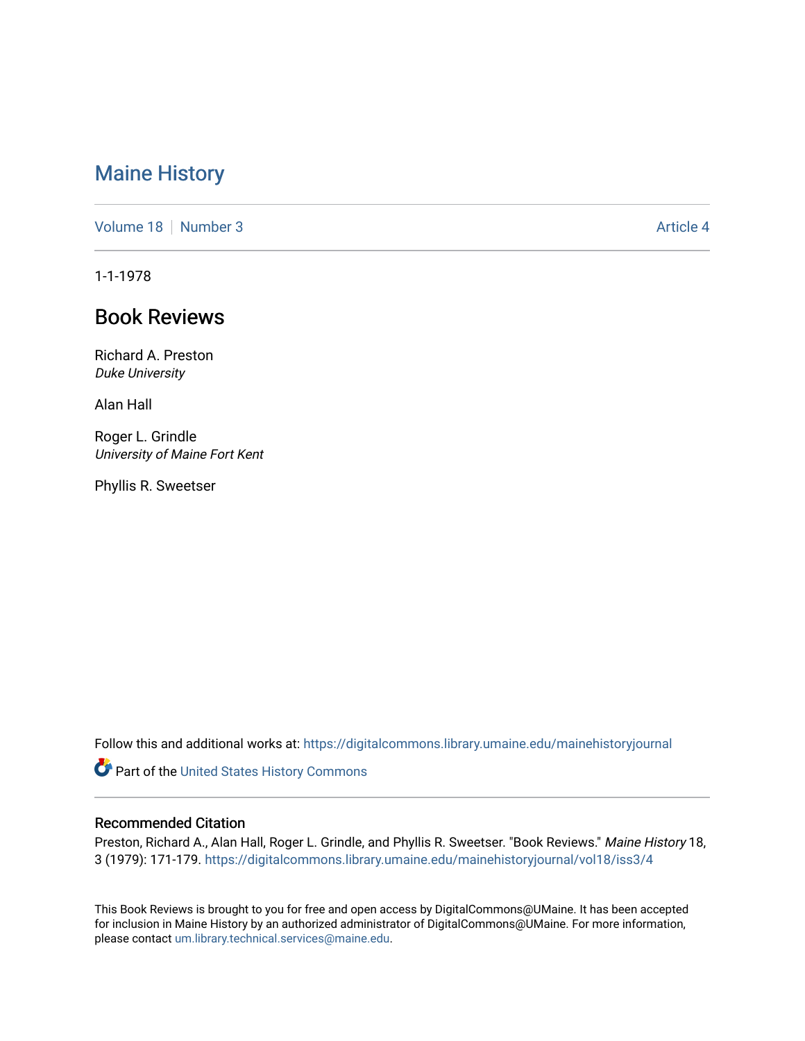# Maine History

Volume 18 | Number 3 | Article 4

1-1-1978

## Book Reviews

Richard A. Preston
*Duke University*

Alan Hall

Roger L. Grindle
*University of Maine Fort Kent*

Phyllis R. Sweetser

Follow this and additional works at: https://digitalcommons.library.umaine.edu/mainehistoryjournal

Part of the United States History Commons

### Recommended Citation

Preston, Richard A., Alan Hall, Roger L. Grindle, and Phyllis R. Sweetser. "Book Reviews." *Maine History* 18, 3 (1979): 171-179. https://digitalcommons.library.umaine.edu/mainehistoryjournal/vol18/iss3/4

This Book Reviews is brought to you for free and open access by DigitalCommons@UMaine. It has been accepted for inclusion in Maine History by an authorized administrator of DigitalCommons@UMaine. For more information, please contact um.library.technical.services@maine.edu.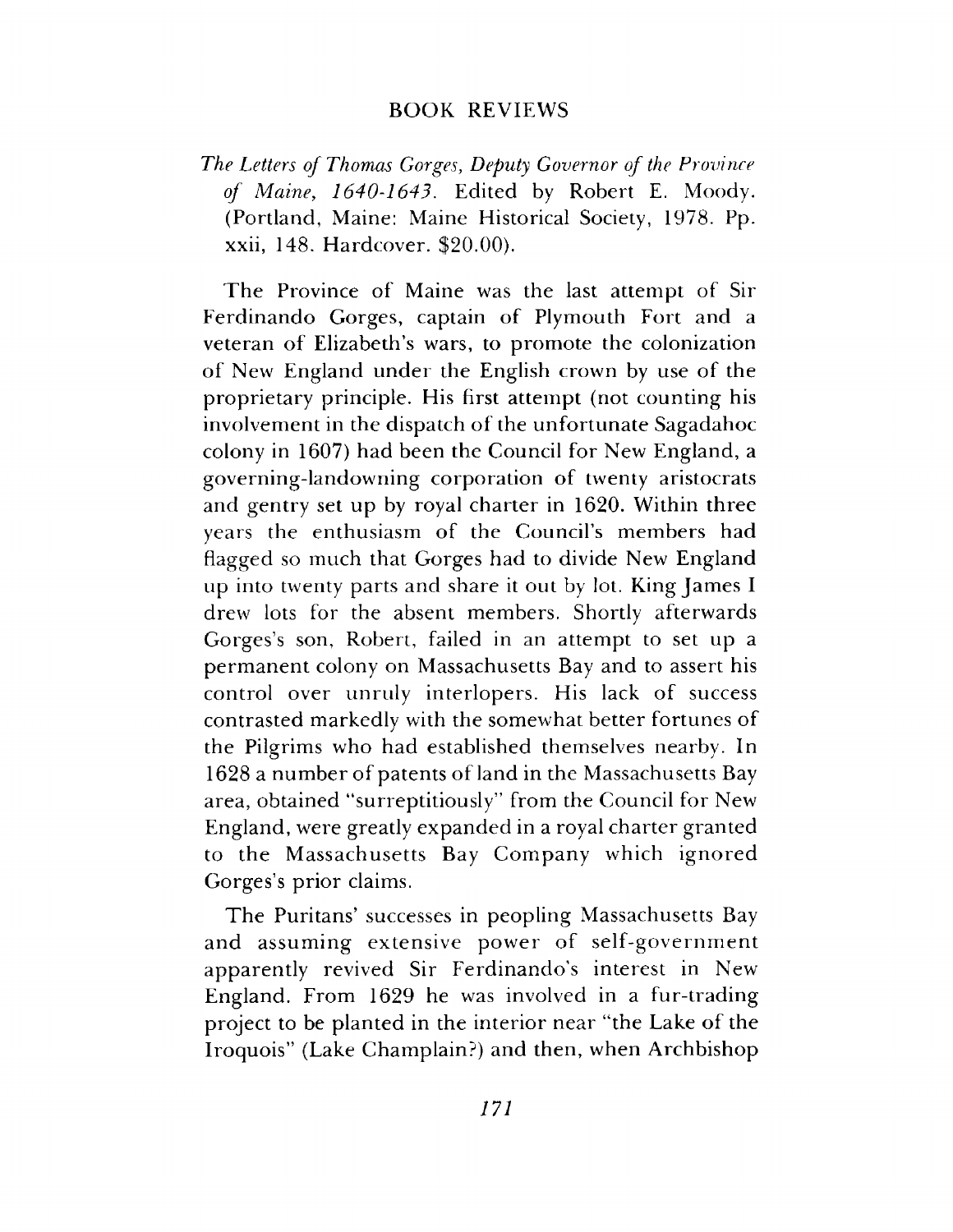## BOOK REVIEWS

*The Letters of Thomas Gorges, Deputy Governor of the Province of Maine, 1640-1643.* Edited by Robert E. Moody. (Portland, Maine: Maine Historical Society, 1978. Pp. xxii, 148. Hardcover. $20.00).

The Province of Maine was the last attempt of Sir Ferdinando Gorges, captain of Plymouth Fort and a veteran of Elizabeth's wars, to promote the colonization of New England under the English crown by use of the proprietary principle. His first attempt (not counting his involvement in the dispatch of the unfortunate Sagadahoc colony in 1607) had been the Council for New England, a governing-landowning corporation of twenty aristocrats and gentry set up by royal charter in 1620. Within three years the enthusiasm of the Council's members had flagged so much that Gorges had to divide New England up into twenty parts and share it out by lot. King James I drew lots for the absent members. Shortly afterwards Gorges's son, Robert, failed in an attempt to set up a permanent colony on Massachusetts Bay and to assert his control over unruly interlopers. His lack of success contrasted markedly with the somewhat better fortunes of the Pilgrims who had established themselves nearby. In 1628 a number of patents of land in the Massachusetts Bay area, obtained "surreptitiously" from the Council for New England, were greatly expanded in a royal charter granted to the Massachusetts Bay Company which ignored Gorges's prior claims.

The Puritans' successes in peopling Massachusetts Bay and assuming extensive power of self-government apparently revived Sir Ferdinando's interest in New England. From 1629 he was involved in a fur-trading project to be planted in the interior near "the Lake of the Iroquois" (Lake Champlain?) and then, when Archbishop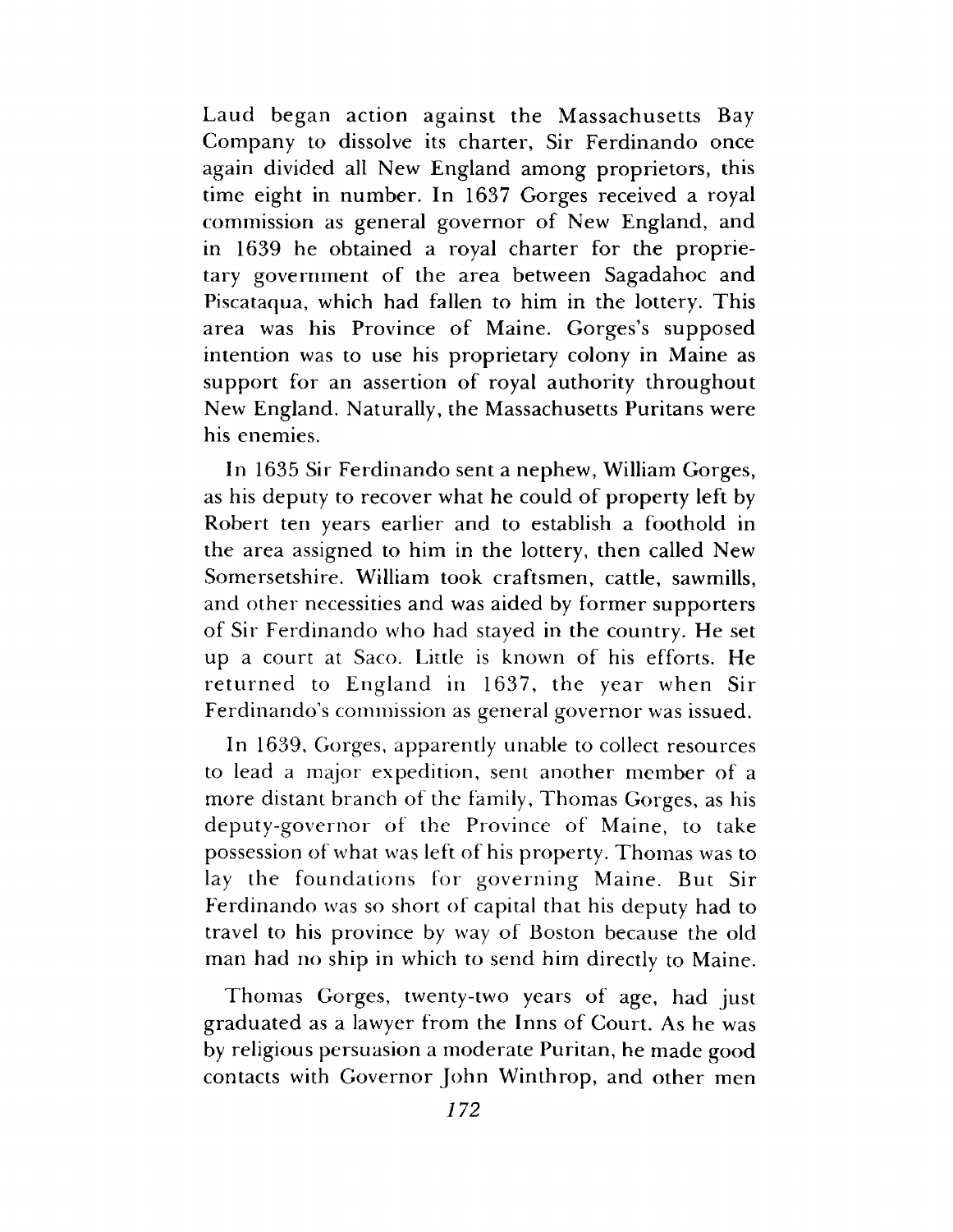Laud began action against the Massachusetts Bay Company to dissolve its charter, Sir Ferdinando once again divided all New England among proprietors, this time eight in number. In 1637 Gorges received a royal commission as general governor of New England, and in 1639 he obtained a royal charter for the proprietary government of the area between Sagadahoc and Piscataqua, which had fallen to him in the lottery. This area was his Province of Maine. Gorges's supposed intention was to use his proprietary colony in Maine as support for an assertion of royal authority throughout New England. Naturally, the Massachusetts Puritans were his enemies.

In 1635 Sir Ferdinando sent a nephew, William Gorges, as his deputy to recover what he could of property left by Robert ten years earlier and to establish a foothold in the area assigned to him in the lottery, then called New Somersetshire. William took craftsmen, cattle, sawmills, and other necessities and was aided by former supporters of Sir Ferdinando who had stayed in the country. He set up a court at Saco. Little is known of his efforts. He returned to England in 1637, the year when Sir Ferdinando's commission as general governor was issued.

In 1639, Gorges, apparently unable to collect resources to lead a major expedition, sent another member of a more distant branch of the family, Thomas Gorges, as his deputy-governor of the Province of Maine, to take possession of what was left of his property. Thomas was to lay the foundations for governing Maine. But Sir Ferdinando was so short of capital that his deputy had to travel to his province by way of Boston because the old man had no ship in which to send him directly to Maine.

Thomas Gorges, twenty-two years of age, had just graduated as a lawyer from the Inns of Court. As he was by religious persuasion a moderate Puritan, he made good contacts with Governor John Winthrop, and other men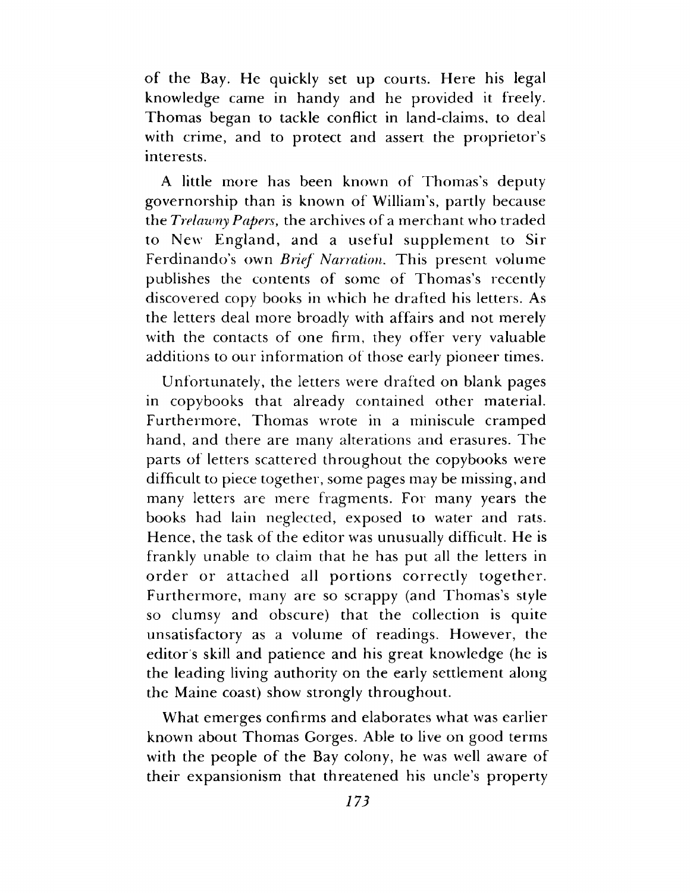of the Bay. He quickly set up courts. Here his legal knowledge came in handy and he provided it freely. Thomas began to tackle conflict in land-claims, to deal with crime, and to protect and assert the proprietor's interests.

A little more has been known of Thomas's deputy governorship than is known of William's, partly because the *Trelawny Papers*, the archives of a merchant who traded to New England, and a useful supplement to Sir Ferdinando's own *Brief Narration*. This present volume publishes the contents of some of Thomas's recently discovered copy books in which he drafted his letters. As the letters deal more broadly with affairs and not merely with the contacts of one firm, they offer very valuable additions to our information of those early pioneer times.

Unfortunately, the letters were drafted on blank pages in copybooks that already contained other material. Furthermore, Thomas wrote in a miniscule cramped hand, and there are many alterations and erasures. The parts of letters scattered throughout the copybooks were difficult to piece together, some pages may be missing, and many letters are mere fragments. For many years the books had lain neglected, exposed to water and rats. Hence, the task of the editor was unusually difficult. He is frankly unable to claim that he has put all the letters in order or attached all portions correctly together. Furthermore, many are so scrappy (and Thomas's style so clumsy and obscure) that the collection is quite unsatisfactory as a volume of readings. However, the editor's skill and patience and his great knowledge (he is the leading living authority on the early settlement along the Maine coast) show strongly throughout.

What emerges confirms and elaborates what was earlier known about Thomas Gorges. Able to live on good terms with the people of the Bay colony, he was well aware of their expansionism that threatened his uncle's property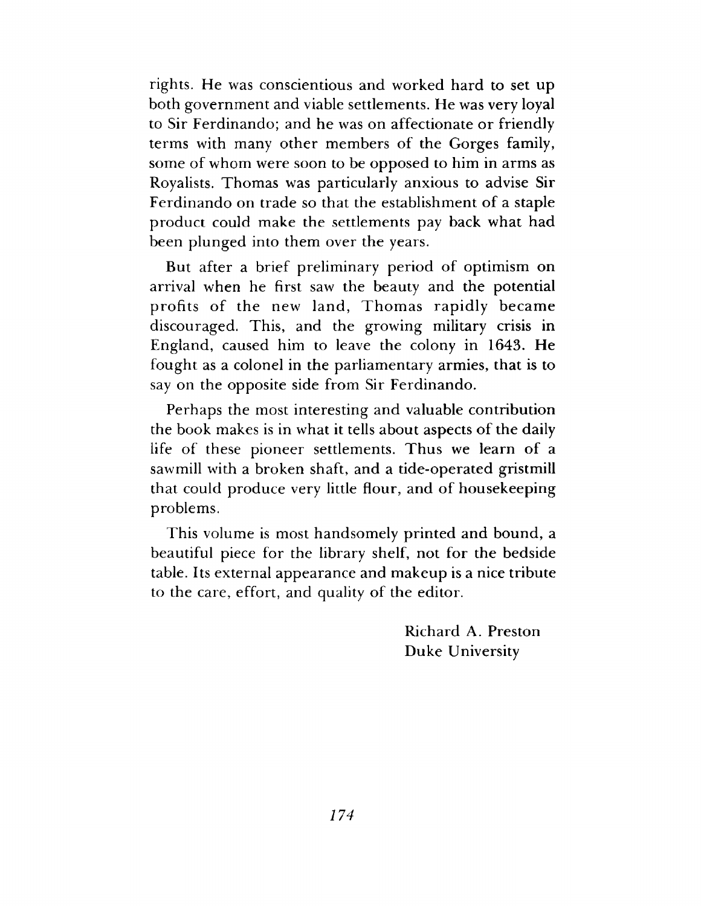rights. He was conscientious and worked hard to set up both government and viable settlements. He was very loyal to Sir Ferdinando; and he was on affectionate or friendly terms with many other members of the Gorges family, some of whom were soon to be opposed to him in arms as Royalists. Thomas was particularly anxious to advise Sir Ferdinando on trade so that the establishment of a staple product could make the settlements pay back what had been plunged into them over the years.

But after a brief preliminary period of optimism on arrival when he first saw the beauty and the potential profits of the new land, Thomas rapidly became discouraged. This, and the growing military crisis in England, caused him to leave the colony in 1643. He fought as a colonel in the parliamentary armies, that is to say on the opposite side from Sir Ferdinando.

Perhaps the most interesting and valuable contribution the book makes is in what it tells about aspects of the daily life of these pioneer settlements. Thus we learn of a sawmill with a broken shaft, and a tide-operated gristmill that could produce very little flour, and of housekeeping problems.

This volume is most handsomely printed and bound, a beautiful piece for the library shelf, not for the bedside table. Its external appearance and makeup is a nice tribute to the care, effort, and quality of the editor.

Richard A. Preston
Duke University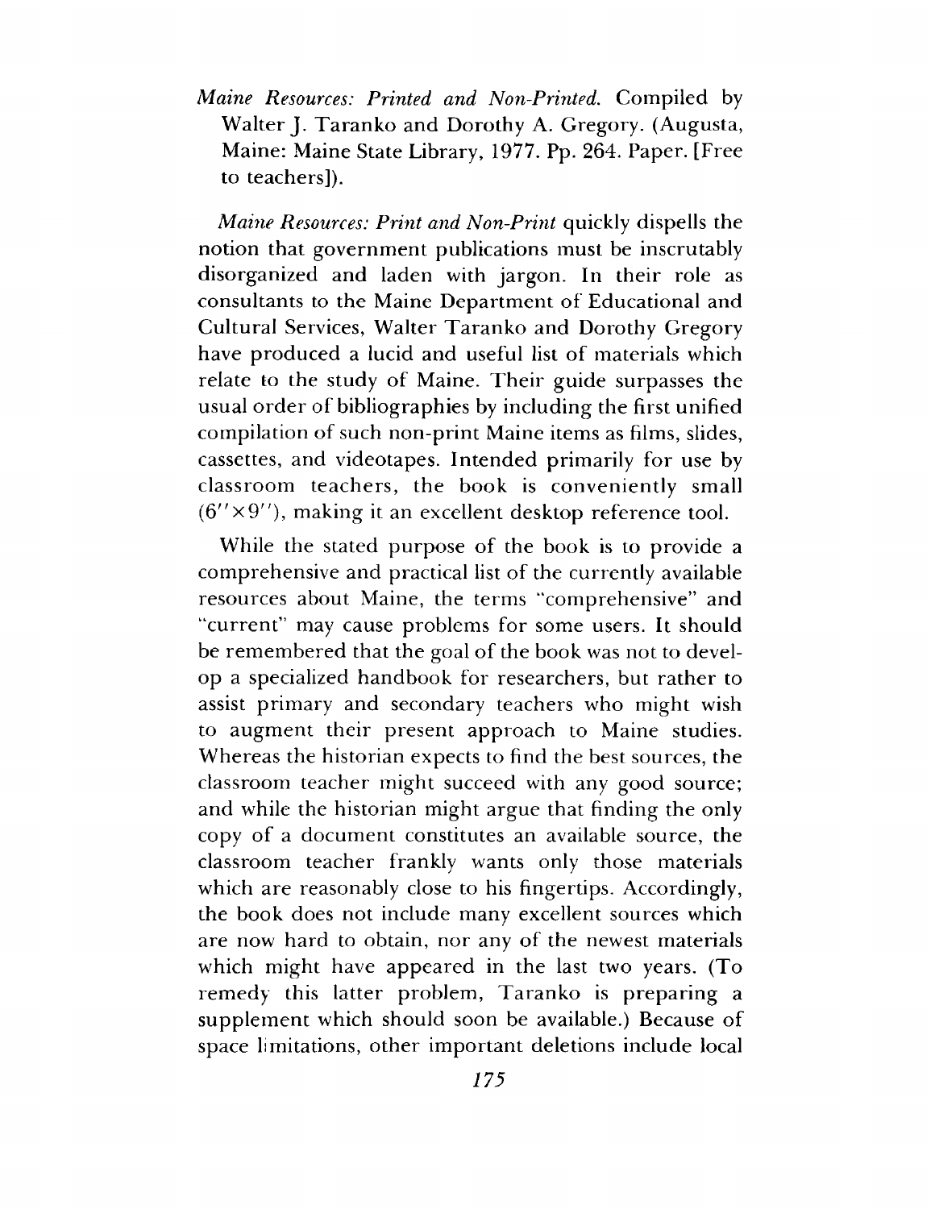*Maine Resources: Printed and Non-Printed.* Compiled by Walter J. Taranko and Dorothy A. Gregory. (Augusta, Maine: Maine State Library, 1977. Pp. 264. Paper. [Free to teachers]).

*Maine Resources: Print and Non-Print* quickly dispells the notion that government publications must be inscrutably disorganized and laden with jargon. In their role as consultants to the Maine Department of Educational and Cultural Services, Walter Taranko and Dorothy Gregory have produced a lucid and useful list of materials which relate to the study of Maine. Their guide surpasses the usual order of bibliographies by including the first unified compilation of such non-print Maine items as films, slides, cassettes, and videotapes. Intended primarily for use by classroom teachers, the book is conveniently small (6″×9″), making it an excellent desktop reference tool.

While the stated purpose of the book is to provide a comprehensive and practical list of the currently available resources about Maine, the terms "comprehensive" and "current" may cause problems for some users. It should be remembered that the goal of the book was not to develop a specialized handbook for researchers, but rather to assist primary and secondary teachers who might wish to augment their present approach to Maine studies. Whereas the historian expects to find the best sources, the classroom teacher might succeed with any good source; and while the historian might argue that finding the only copy of a document constitutes an available source, the classroom teacher frankly wants only those materials which are reasonably close to his fingertips. Accordingly, the book does not include many excellent sources which are now hard to obtain, nor any of the newest materials which might have appeared in the last two years. (To remedy this latter problem, Taranko is preparing a supplement which should soon be available.) Because of space limitations, other important deletions include local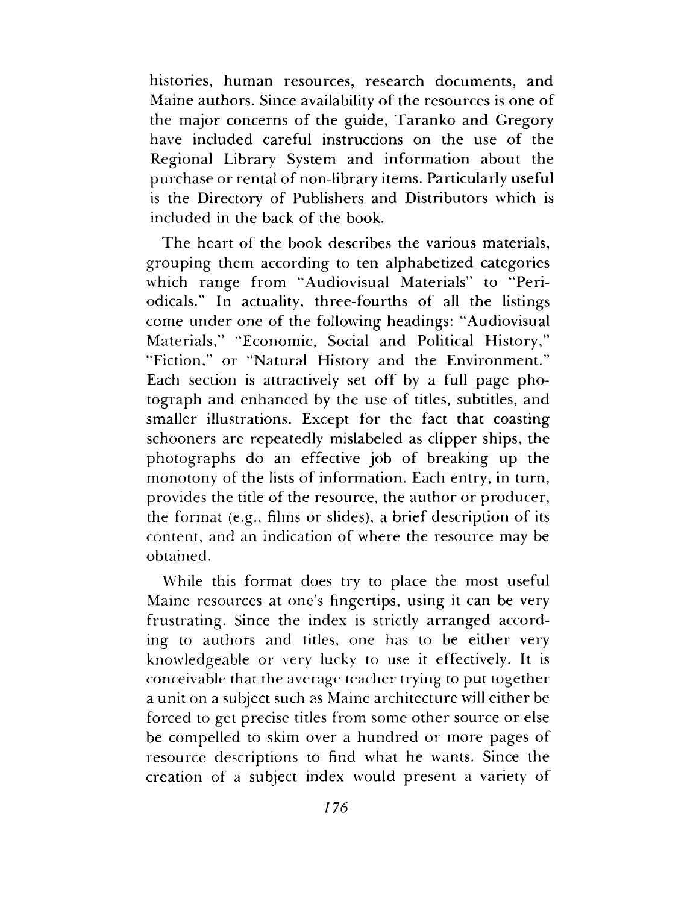histories, human resources, research documents, and Maine authors. Since availability of the resources is one of the major concerns of the guide, Taranko and Gregory have included careful instructions on the use of the Regional Library System and information about the purchase or rental of non-library items. Particularly useful is the Directory of Publishers and Distributors which is included in the back of the book.

The heart of the book describes the various materials, grouping them according to ten alphabetized categories which range from "Audiovisual Materials" to "Periodicals." In actuality, three-fourths of all the listings come under one of the following headings: "Audiovisual Materials," "Economic, Social and Political History," "Fiction," or "Natural History and the Environment." Each section is attractively set off by a full page photograph and enhanced by the use of titles, subtitles, and smaller illustrations. Except for the fact that coasting schooners are repeatedly mislabeled as clipper ships, the photographs do an effective job of breaking up the monotony of the lists of information. Each entry, in turn, provides the title of the resource, the author or producer, the format (e.g., films or slides), a brief description of its content, and an indication of where the resource may be obtained.

While this format does try to place the most useful Maine resources at one's fingertips, using it can be very frustrating. Since the index is strictly arranged according to authors and titles, one has to be either very knowledgeable or very lucky to use it effectively. It is conceivable that the average teacher trying to put together a unit on a subject such as Maine architecture will either be forced to get precise titles from some other source or else be compelled to skim over a hundred or more pages of resource descriptions to find what he wants. Since the creation of a subject index would present a variety of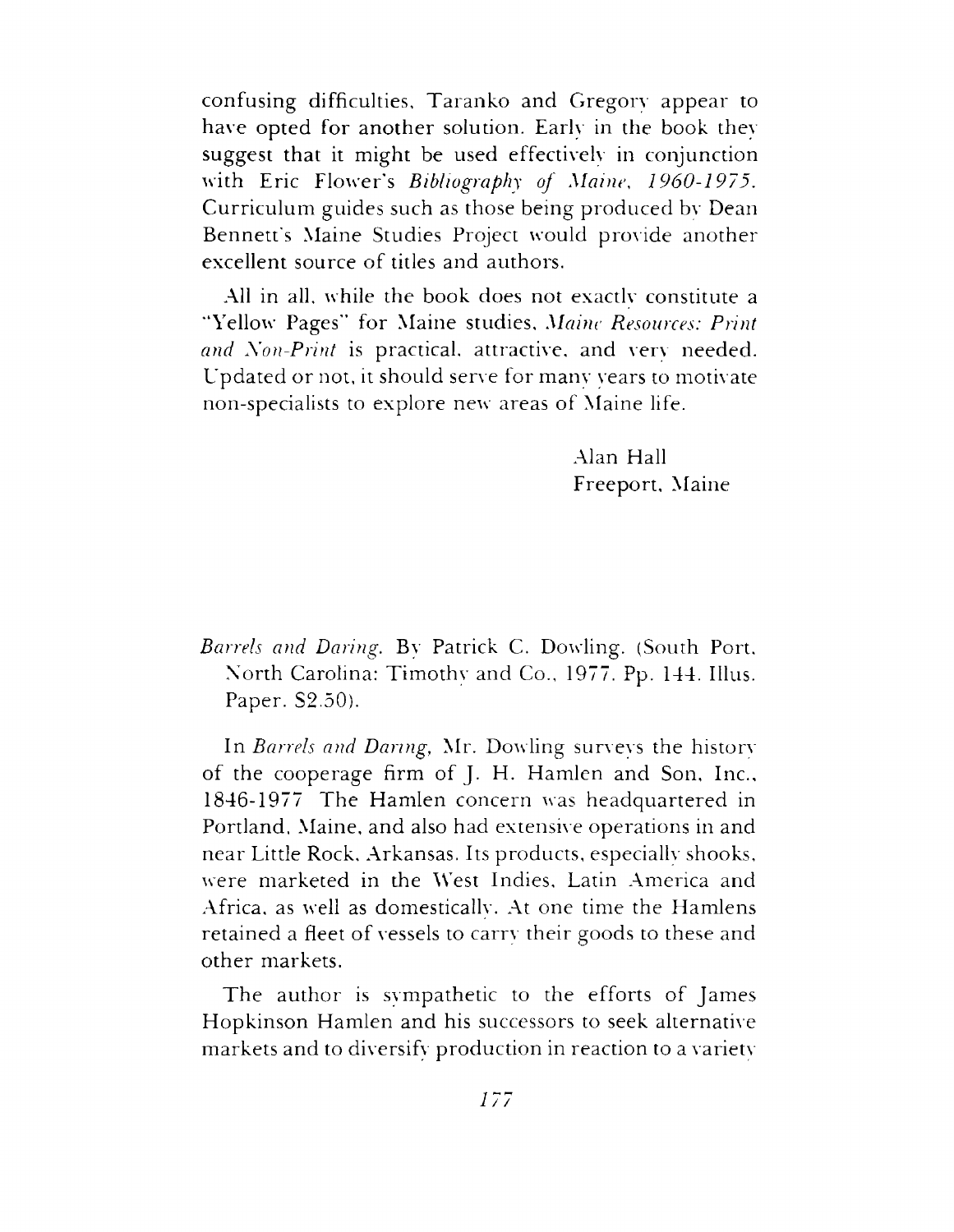confusing difficulties, Taranko and Gregory appear to have opted for another solution. Early in the book they suggest that it might be used effectively in conjunction with Eric Flower's *Bibliography of Maine, 1960-1975*. Curriculum guides such as those being produced by Dean Bennett's Maine Studies Project would provide another excellent source of titles and authors.

All in all, while the book does not exactly constitute a "Yellow Pages" for Maine studies, *Maine Resources: Print and Non-Print* is practical, attractive, and very needed. Updated or not, it should serve for many years to motivate non-specialists to explore new areas of Maine life.

Alan Hall
Freeport, Maine

*Barrels and Daring*. By Patrick C. Dowling. (South Port, North Carolina: Timothy and Co., 1977. Pp. 144. Illus. Paper. $2.50).

In *Barrels and Daring*, Mr. Dowling surveys the history of the cooperage firm of J. H. Hamlen and Son, Inc., 1846-1977 The Hamlen concern was headquartered in Portland, Maine, and also had extensive operations in and near Little Rock, Arkansas. Its products, especially shooks, were marketed in the West Indies, Latin America and Africa, as well as domestically. At one time the Hamlens retained a fleet of vessels to carry their goods to these and other markets.

The author is sympathetic to the efforts of James Hopkinson Hamlen and his successors to seek alternative markets and to diversify production in reaction to a variety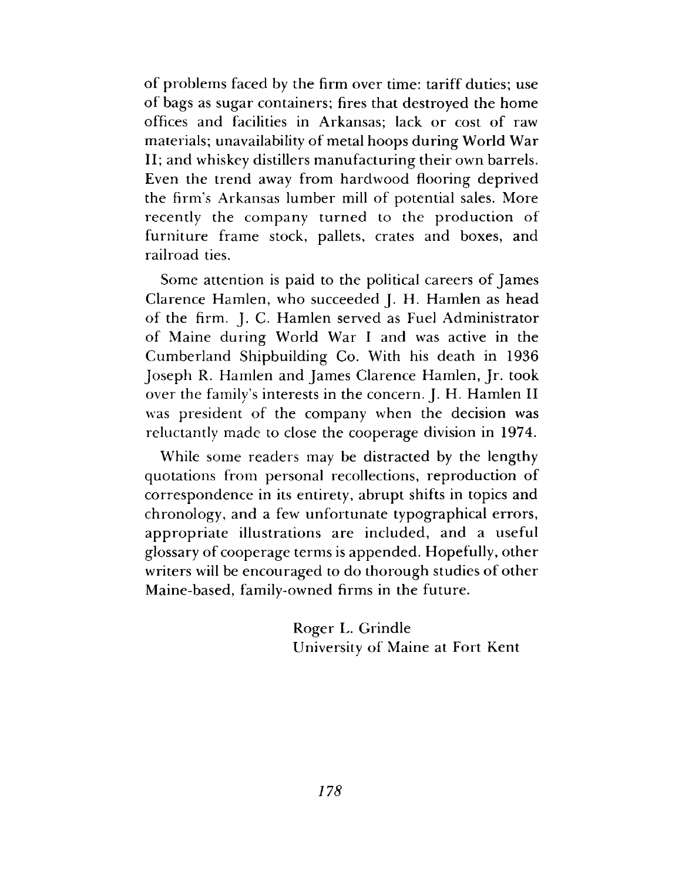of problems faced by the firm over time: tariff duties; use of bags as sugar containers; fires that destroyed the home offices and facilities in Arkansas; lack or cost of raw materials; unavailability of metal hoops during World War II; and whiskey distillers manufacturing their own barrels. Even the trend away from hardwood flooring deprived the firm's Arkansas lumber mill of potential sales. More recently the company turned to the production of furniture frame stock, pallets, crates and boxes, and railroad ties.

Some attention is paid to the political careers of James Clarence Hamlen, who succeeded J. H. Hamlen as head of the firm. J. C. Hamlen served as Fuel Administrator of Maine during World War I and was active in the Cumberland Shipbuilding Co. With his death in 1936 Joseph R. Hamlen and James Clarence Hamlen, Jr. took over the family's interests in the concern. J. H. Hamlen II was president of the company when the decision was reluctantly made to close the cooperage division in 1974.

While some readers may be distracted by the lengthy quotations from personal recollections, reproduction of correspondence in its entirety, abrupt shifts in topics and chronology, and a few unfortunate typographical errors, appropriate illustrations are included, and a useful glossary of cooperage terms is appended. Hopefully, other writers will be encouraged to do thorough studies of other Maine-based, family-owned firms in the future.

Roger L. Grindle
University of Maine at Fort Kent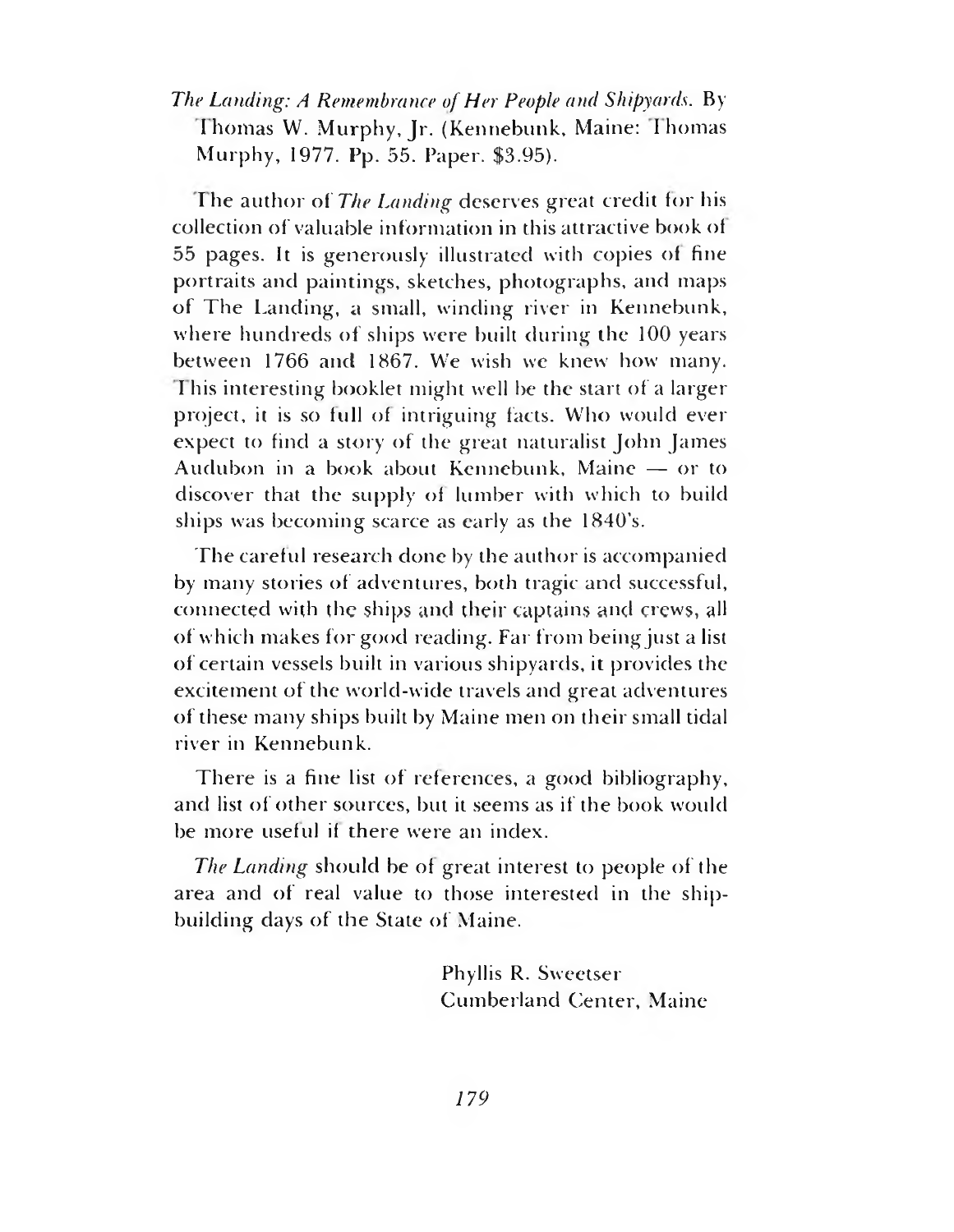*The Landing: A Remembrance of Her People and Shipyards.* By Thomas W. Murphy, Jr. (Kennebunk, Maine: Thomas Murphy, 1977. Pp. 55. Paper. $3.95).

The author of *The Landing* deserves great credit for his collection of valuable information in this attractive book of 55 pages. It is generously illustrated with copies of fine portraits and paintings, sketches, photographs, and maps of The Landing, a small, winding river in Kennebunk, where hundreds of ships were built during the 100 years between 1766 and 1867. We wish we knew how many. This interesting booklet might well be the start of a larger project, it is so full of intriguing facts. Who would ever expect to find a story of the great naturalist John James Audubon in a book about Kennebunk, Maine — or to discover that the supply of lumber with which to build ships was becoming scarce as early as the 1840's.

The careful research done by the author is accompanied by many stories of adventures, both tragic and successful, connected with the ships and their captains and crews, all of which makes for good reading. Far from being just a list of certain vessels built in various shipyards, it provides the excitement of the world-wide travels and great adventures of these many ships built by Maine men on their small tidal river in Kennebunk.

There is a fine list of references, a good bibliography, and list of other sources, but it seems as if the book would be more useful if there were an index.

*The Landing* should be of great interest to people of the area and of real value to those interested in the shipbuilding days of the State of Maine.

Phyllis R. Sweetser
Cumberland Center, Maine